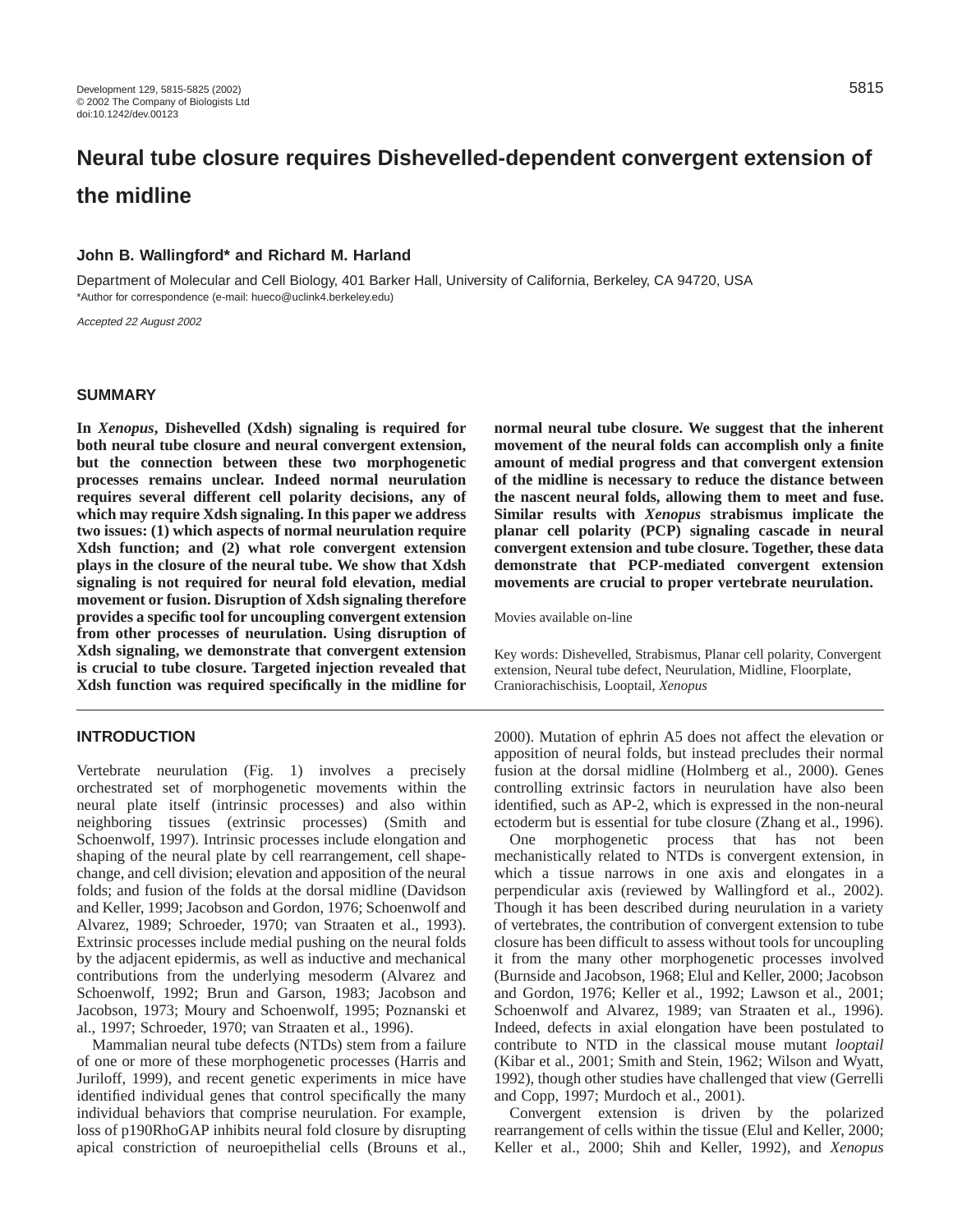# Neural tube closure requires Dishevelled-dependent convergent extension of the midline

**John B. Wallingford\* and Richard M. Harland**

Department of Molecular and Cell Biology, 401 Barker Hall, University of California, Berkeley, CA 94720, USA

\*Author for correspondence (e-mail: hueco@uclink4.berkeley.edu)

*Accepted 22 August 2002*

## SUMMARY

**In *Xenopus*, Dishevelled (Xdsh) signaling is required for both neural tube closure and neural convergent extension, but the connection between these two morphogenetic processes remains unclear. Indeed normal neurulation requires several different cell polarity decisions, any of which may require Xdsh signaling. In this paper we address two issues: (1) which aspects of normal neurulation require Xdsh function; and (2) what role convergent extension plays in the closure of the neural tube. We show that Xdsh signaling is not required for neural fold elevation, medial movement or fusion. Disruption of Xdsh signaling therefore provides a specific tool for uncoupling convergent extension from other processes of neurulation. Using disruption of Xdsh signaling, we demonstrate that convergent extension is crucial to tube closure. Targeted injection revealed that Xdsh function was required specifically in the midline for normal neural tube closure. We suggest that the inherent movement of the neural folds can accomplish only a finite amount of medial progress and that convergent extension of the midline is necessary to reduce the distance between the nascent neural folds, allowing them to meet and fuse. Similar results with *Xenopus* strabismus implicate the planar cell polarity (PCP) signaling cascade in neural convergent extension and tube closure. Together, these data demonstrate that PCP-mediated convergent extension movements are crucial to proper vertebrate neurulation.**

Movies available on-line

Key words: Dishevelled, Strabismus, Planar cell polarity, Convergent extension, Neural tube defect, Neurulation, Midline, Floorplate, Craniorachischisis, Looptail, *Xenopus*

## INTRODUCTION

Vertebrate neurulation (Fig. 1) involves a precisely orchestrated set of morphogenetic movements within the neural plate itself (intrinsic processes) and also within neighboring tissues (extrinsic processes) (Smith and Schoenwolf, 1997). Intrinsic processes include elongation and shaping of the neural plate by cell rearrangement, cell shape-change, and cell division; elevation and apposition of the neural folds; and fusion of the folds at the dorsal midline (Davidson and Keller, 1999; Jacobson and Gordon, 1976; Schoenwolf and Alvarez, 1989; Schroeder, 1970; van Straaten et al., 1993). Extrinsic processes include medial pushing on the neural folds by the adjacent epidermis, as well as inductive and mechanical contributions from the underlying mesoderm (Alvarez and Schoenwolf, 1992; Brun and Garson, 1983; Jacobson and Jacobson, 1973; Moury and Schoenwolf, 1995; Poznanski et al., 1997; Schroeder, 1970; van Straaten et al., 1996).

Mammalian neural tube defects (NTDs) stem from a failure of one or more of these morphogenetic processes (Harris and Juriloff, 1999), and recent genetic experiments in mice have identified individual genes that control specifically the many individual behaviors that comprise neurulation. For example, loss of p190RhoGAP inhibits neural fold closure by disrupting apical constriction of neuroepithelial cells (Brouns et al., 2000). Mutation of ephrin A5 does not affect the elevation or apposition of neural folds, but instead precludes their normal fusion at the dorsal midline (Holmberg et al., 2000). Genes controlling extrinsic factors in neurulation have also been identified, such as AP-2, which is expressed in the non-neural ectoderm but is essential for tube closure (Zhang et al., 1996).

One morphogenetic process that has not been mechanistically related to NTDs is convergent extension, in which a tissue narrows in one axis and elongates in a perpendicular axis (reviewed by Wallingford et al., 2002). Though it has been described during neurulation in a variety of vertebrates, the contribution of convergent extension to tube closure has been difficult to assess without tools for uncoupling it from the many other morphogenetic processes involved (Burnside and Jacobson, 1968; Elul and Keller, 2000; Jacobson and Gordon, 1976; Keller et al., 1992; Lawson et al., 2001; Schoenwolf and Alvarez, 1989; van Straaten et al., 1996). Indeed, defects in axial elongation have been postulated to contribute to NTD in the classical mouse mutant *looptail* (Kibar et al., 2001; Smith and Stein, 1962; Wilson and Wyatt, 1992), though other studies have challenged that view (Gerrelli and Copp, 1997; Murdoch et al., 2001).

Convergent extension is driven by the polarized rearrangement of cells within the tissue (Elul and Keller, 2000; Keller et al., 2000; Shih and Keller, 1992), and *Xenopus*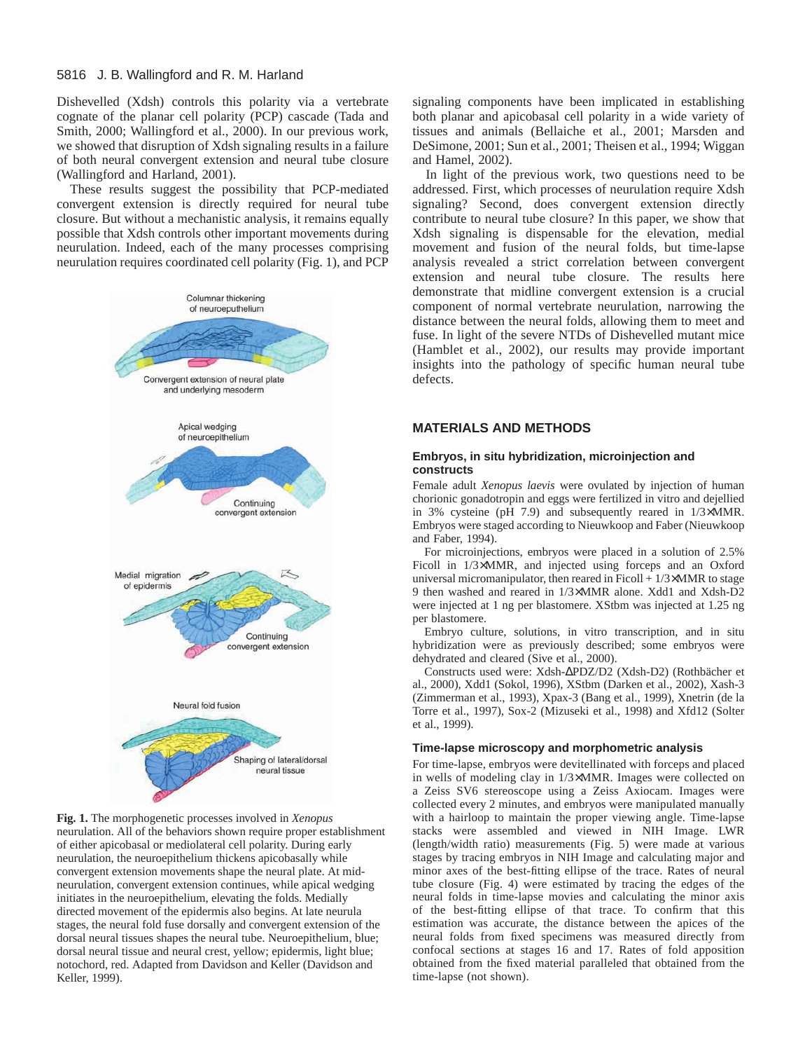Dishevelled (Xdsh) controls this polarity via a vertebrate cognate of the planar cell polarity (PCP) cascade (Tada and Smith, 2000; Wallingford et al., 2000). In our previous work, we showed that disruption of Xdsh signaling results in a failure of both neural convergent extension and neural tube closure (Wallingford and Harland, 2001).

These results suggest the possibility that PCP-mediated convergent extension is directly required for neural tube closure. But without a mechanistic analysis, it remains equally possible that Xdsh controls other important movements during neurulation. Indeed, each of the many processes comprising neurulation requires coordinated cell polarity (Fig. 1), and PCP signaling components have been implicated in establishing both planar and apicobasal cell polarity in a wide variety of tissues and animals (Bellaiche et al., 2001; Marsden and DeSimone, 2001; Sun et al., 2001; Theisen et al., 1994; Wiggan and Hamel, 2002).

In light of the previous work, two questions need to be addressed. First, which processes of neurulation require Xdsh signaling? Second, does convergent extension directly contribute to neural tube closure? In this paper, we show that Xdsh signaling is dispensable for the elevation, medial movement and fusion of the neural folds, but time-lapse analysis revealed a strict correlation between convergent extension and neural tube closure. The results here demonstrate that midline convergent extension is a crucial component of normal vertebrate neurulation, narrowing the distance between the neural folds, allowing them to meet and fuse. In light of the severe NTDs of Dishevelled mutant mice (Hamblet et al., 2002), our results may provide important insights into the pathology of specific human neural tube defects.

**Fig. 1.** The morphogenetic processes involved in *Xenopus* neurulation. All of the behaviors shown require proper establishment of either apicobasal or mediolateral cell polarity. During early neurulation, the neuroepithelium thickens apicobasally while convergent extension movements shape the neural plate. At mid-neurulation, convergent extension continues, while apical wedging initiates in the neuroepithelium, elevating the folds. Medially directed movement of the epidermis also begins. At late neurula stages, the neural fold fuse dorsally and convergent extension of the dorsal neural tissues shapes the neural tube. Neuroepithelium, blue; dorsal neural tissue and neural crest, yellow; epidermis, light blue; notochord, red. Adapted from Davidson and Keller (Davidson and Keller, 1999).

## MATERIALS AND METHODS

### Embryos, in situ hybridization, microinjection and constructs

Female adult *Xenopus laevis* were ovulated by injection of human chorionic gonadotropin and eggs were fertilized in vitro and dejellied in 3% cysteine (pH 7.9) and subsequently reared in 1/3×MMR. Embryos were staged according to Nieuwkoop and Faber (Nieuwkoop and Faber, 1994).

For microinjections, embryos were placed in a solution of 2.5% Ficoll in 1/3×MMR, and injected using forceps and an Oxford universal micromanipulator, then reared in Ficoll + 1/3×MMR to stage 9 then washed and reared in 1/3×MMR alone. Xdd1 and Xdsh-D2 were injected at 1 ng per blastomere. XStbm was injected at 1.25 ng per blastomere.

Embryo culture, solutions, in vitro transcription, and in situ hybridization were as previously described; some embryos were dehydrated and cleared (Sive et al., 2000).

Constructs used were: Xdsh-ΔPDZ/D2 (Xdsh-D2) (Rothbächer et al., 2000), Xdd1 (Sokol, 1996), XStbm (Darken et al., 2002), Xash-3 (Zimmerman et al., 1993), Xpax-3 (Bang et al., 1999), Xnetrin (de la Torre et al., 1997), Sox-2 (Mizuseki et al., 1998) and Xfd12 (Solter et al., 1999).

### Time-lapse microscopy and morphometric analysis

For time-lapse, embryos were devitellinated with forceps and placed in wells of modeling clay in 1/3×MMR. Images were collected on a Zeiss SV6 stereoscope using a Zeiss Axiocam. Images were collected every 2 minutes, and embryos were manipulated manually with a hairloop to maintain the proper viewing angle. Time-lapse stacks were assembled and viewed in NIH Image. LWR (length/width ratio) measurements (Fig. 5) were made at various stages by tracing embryos in NIH Image and calculating major and minor axes of the best-fitting ellipse of the trace. Rates of neural tube closure (Fig. 4) were estimated by tracing the edges of the neural folds in time-lapse movies and calculating the minor axis of the best-fitting ellipse of that trace. To confirm that this estimation was accurate, the distance between the apices of the neural folds from fixed specimens was measured directly from confocal sections at stages 16 and 17. Rates of fold apposition obtained from the fixed material paralleled that obtained from the time-lapse (not shown).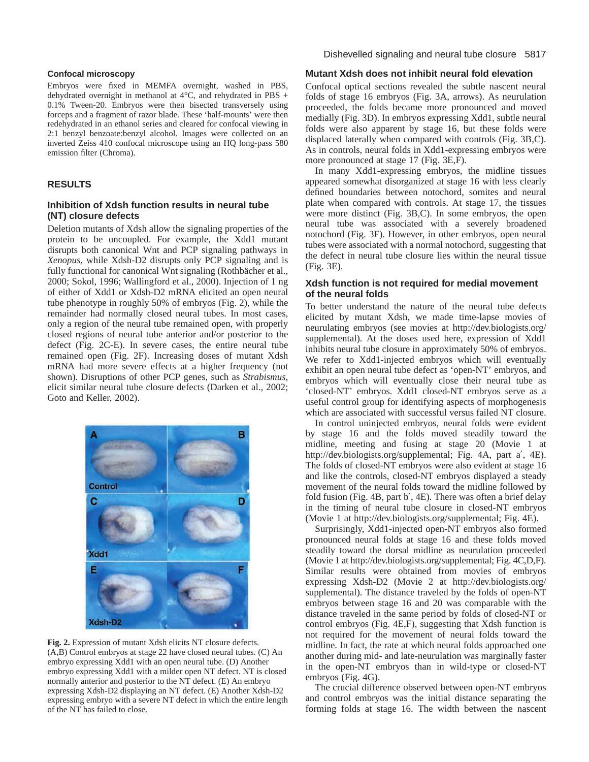### Confocal microscopy

Embryos were fixed in MEMFA overnight, washed in PBS, dehydrated overnight in methanol at 4°C, and rehydrated in PBS + 0.1% Tween-20. Embryos were then bisected transversely using forceps and a fragment of razor blade. These 'half-mounts' were then redehydrated in an ethanol series and cleared for confocal viewing in 2:1 benzyl benzoate:benzyl alcohol. Images were collected on an inverted Zeiss 410 confocal microscope using an HQ long-pass 580 emission filter (Chroma).

## RESULTS

### Inhibition of Xdsh function results in neural tube (NT) closure defects

Deletion mutants of Xdsh allow the signaling properties of the protein to be uncoupled. For example, the Xdd1 mutant disrupts both canonical Wnt and PCP signaling pathways in *Xenopus*, while Xdsh-D2 disrupts only PCP signaling and is fully functional for canonical Wnt signaling (Rothbächer et al., 2000; Sokol, 1996; Wallingford et al., 2000). Injection of 1 ng of either of Xdd1 or Xdsh-D2 mRNA elicited an open neural tube phenotype in roughly 50% of embryos (Fig. 2), while the remainder had normally closed neural tubes. In most cases, only a region of the neural tube remained open, with properly closed regions of neural tube anterior and/or posterior to the defect (Fig. 2C-E). In severe cases, the entire neural tube remained open (Fig. 2F). Increasing doses of mutant Xdsh mRNA had more severe effects at a higher frequency (not shown). Disruptions of other PCP genes, such as *Strabismus*, elicit similar neural tube closure defects (Darken et al., 2002; Goto and Keller, 2002).

**Fig. 2.** Expression of mutant Xdsh elicits NT closure defects. (A,B) Control embryos at stage 22 have closed neural tubes. (C) An embryo expressing Xdd1 with an open neural tube. (D) Another embryo expressing Xdd1 with a milder open NT defect. NT is closed normally anterior and posterior to the NT defect. (E) An embryo expressing Xdsh-D2 displaying an NT defect. (E) Another Xdsh-D2 expressing embryo with a severe NT defect in which the entire length of the NT has failed to close.

### Mutant Xdsh does not inhibit neural fold elevation

Confocal optical sections revealed the subtle nascent neural folds of stage 16 embryos (Fig. 3A, arrows). As neurulation proceeded, the folds became more pronounced and moved medially (Fig. 3D). In embryos expressing Xdd1, subtle neural folds were also apparent by stage 16, but these folds were displaced laterally when compared with controls (Fig. 3B,C). As in controls, neural folds in Xdd1-expressing embryos were more pronounced at stage 17 (Fig. 3E,F).

In many Xdd1-expressing embryos, the midline tissues appeared somewhat disorganized at stage 16 with less clearly defined boundaries between notochord, somites and neural plate when compared with controls. At stage 17, the tissues were more distinct (Fig. 3B,C). In some embryos, the open neural tube was associated with a severely broadened notochord (Fig. 3F). However, in other embryos, open neural tubes were associated with a normal notochord, suggesting that the defect in neural tube closure lies within the neural tissue (Fig. 3E).

### Xdsh function is not required for medial movement of the neural folds

To better understand the nature of the neural tube defects elicited by mutant Xdsh, we made time-lapse movies of neurulating embryos (see movies at http://dev.biologists.org/supplemental). At the doses used here, expression of Xdd1 inhibits neural tube closure in approximately 50% of embryos. We refer to Xdd1-injected embryos which will eventually exhibit an open neural tube defect as 'open-NT' embryos, and embryos which will eventually close their neural tube as 'closed-NT' embryos. Xdd1 closed-NT embryos serve as a useful control group for identifying aspects of morphogenesis which are associated with successful versus failed NT closure.

In control uninjected embryos, neural folds were evident by stage 16 and the folds moved steadily toward the midline, meeting and fusing at stage 20 (Movie 1 at http://dev.biologists.org/supplemental; Fig. 4A, part a′, 4E). The folds of closed-NT embryos were also evident at stage 16 and like the controls, closed-NT embryos displayed a steady movement of the neural folds toward the midline followed by fold fusion (Fig. 4B, part b′, 4E). There was often a brief delay in the timing of neural tube closure in closed-NT embryos (Movie 1 at http://dev.biologists.org/supplemental; Fig. 4E).

Surprisingly, Xdd1-injected open-NT embryos also formed pronounced neural folds at stage 16 and these folds moved steadily toward the dorsal midline as neurulation proceeded (Movie 1 at http://dev.biologists.org/supplemental; Fig. 4C,D,F). Similar results were obtained from movies of embryos expressing Xdsh-D2 (Movie 2 at http://dev.biologists.org/supplemental). The distance traveled by the folds of open-NT embryos between stage 16 and 20 was comparable with the distance traveled in the same period by folds of closed-NT or control embryos (Fig. 4E,F), suggesting that Xdsh function is not required for the movement of neural folds toward the midline. In fact, the rate at which neural folds approached one another during mid- and late-neurulation was marginally faster in the open-NT embryos than in wild-type or closed-NT embryos (Fig. 4G).

The crucial difference observed between open-NT embryos and control embryos was the initial distance separating the forming folds at stage 16. The width between the nascent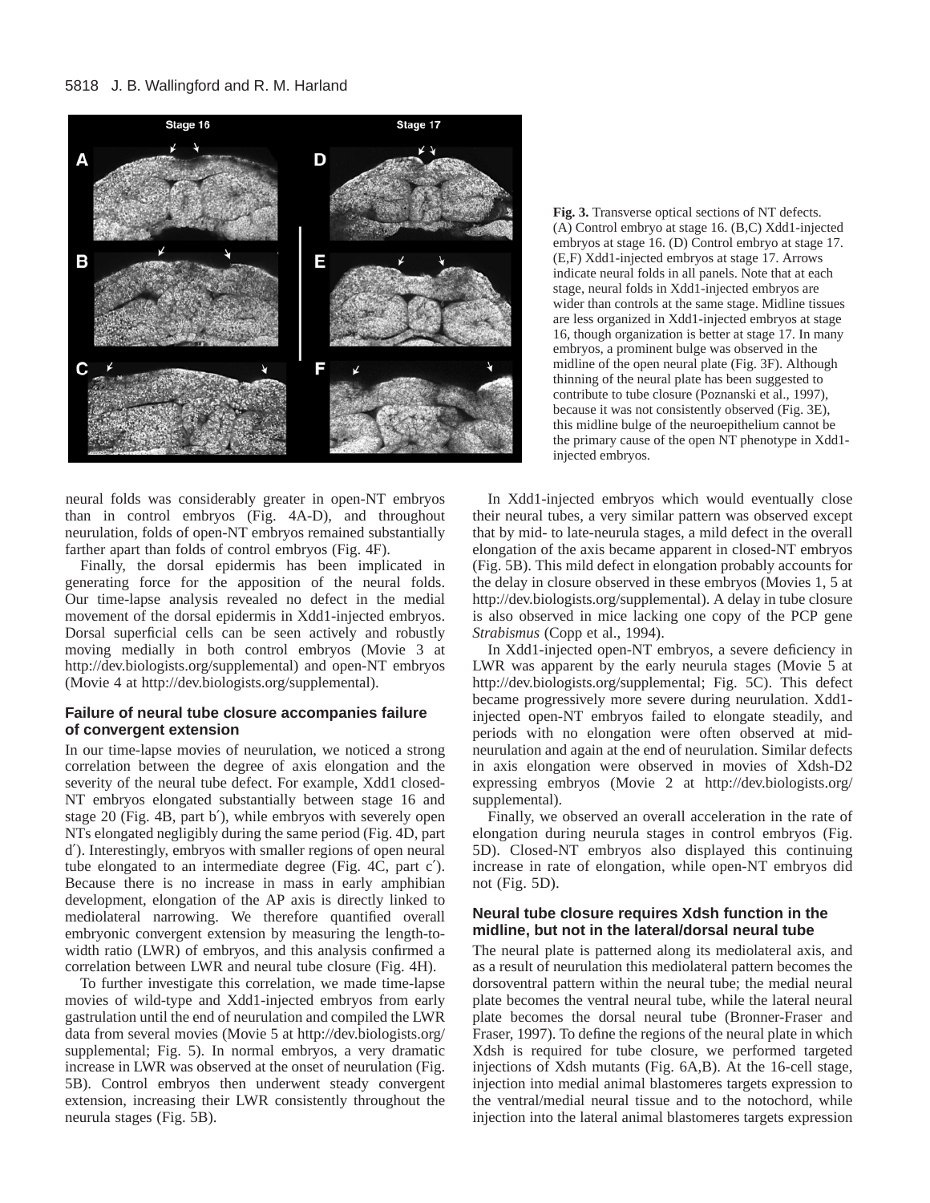**Fig. 3.** Transverse optical sections of NT defects. (A) Control embryo at stage 16. (B,C) Xdd1-injected embryos at stage 16. (D) Control embryo at stage 17. (E,F) Xdd1-injected embryos at stage 17. Arrows indicate neural folds in all panels. Note that at each stage, neural folds in Xdd1-injected embryos are wider than controls at the same stage. Midline tissues are less organized in Xdd1-injected embryos at stage 16, though organization is better at stage 17. In many embryos, a prominent bulge was observed in the midline of the open neural plate (Fig. 3F). Although thinning of the neural plate has been suggested to contribute to tube closure (Poznanski et al., 1997), because it was not consistently observed (Fig. 3E), this midline bulge of the neuroepithelium cannot be the primary cause of the open NT phenotype in Xdd1-injected embryos.

neural folds was considerably greater in open-NT embryos than in control embryos (Fig. 4A-D), and throughout neurulation, folds of open-NT embryos remained substantially farther apart than folds of control embryos (Fig. 4F).

Finally, the dorsal epidermis has been implicated in generating force for the apposition of the neural folds. Our time-lapse analysis revealed no defect in the medial movement of the dorsal epidermis in Xdd1-injected embryos. Dorsal superficial cells can be seen actively and robustly moving medially in both control embryos (Movie 3 at http://dev.biologists.org/supplemental) and open-NT embryos (Movie 4 at http://dev.biologists.org/supplemental).

### Failure of neural tube closure accompanies failure of convergent extension

In our time-lapse movies of neurulation, we noticed a strong correlation between the degree of axis elongation and the severity of the neural tube defect. For example, Xdd1 closed-NT embryos elongated substantially between stage 16 and stage 20 (Fig. 4B, part b′), while embryos with severely open NTs elongated negligibly during the same period (Fig. 4D, part d′). Interestingly, embryos with smaller regions of open neural tube elongated to an intermediate degree (Fig. 4C, part c′). Because there is no increase in mass in early amphibian development, elongation of the AP axis is directly linked to mediolateral narrowing. We therefore quantified overall embryonic convergent extension by measuring the length-to-width ratio (LWR) of embryos, and this analysis confirmed a correlation between LWR and neural tube closure (Fig. 4H).

To further investigate this correlation, we made time-lapse movies of wild-type and Xdd1-injected embryos from early gastrulation until the end of neurulation and compiled the LWR data from several movies (Movie 5 at http://dev.biologists.org/supplemental; Fig. 5). In normal embryos, a very dramatic increase in LWR was observed at the onset of neurulation (Fig. 5B). Control embryos then underwent steady convergent extension, increasing their LWR consistently throughout the neurula stages (Fig. 5B).

In Xdd1-injected embryos which would eventually close their neural tubes, a very similar pattern was observed except that by mid- to late-neurula stages, a mild defect in the overall elongation of the axis became apparent in closed-NT embryos (Fig. 5B). This mild defect in elongation probably accounts for the delay in closure observed in these embryos (Movies 1, 5 at http://dev.biologists.org/supplemental). A delay in tube closure is also observed in mice lacking one copy of the PCP gene *Strabismus* (Copp et al., 1994).

In Xdd1-injected open-NT embryos, a severe deficiency in LWR was apparent by the early neurula stages (Movie 5 at http://dev.biologists.org/supplemental; Fig. 5C). This defect became progressively more severe during neurulation. Xdd1-injected open-NT embryos failed to elongate steadily, and periods with no elongation were often observed at mid-neurulation and again at the end of neurulation. Similar defects in axis elongation were observed in movies of Xdsh-D2 expressing embryos (Movie 2 at http://dev.biologists.org/supplemental).

Finally, we observed an overall acceleration in the rate of elongation during neurula stages in control embryos (Fig. 5D). Closed-NT embryos also displayed this continuing increase in rate of elongation, while open-NT embryos did not (Fig. 5D).

### Neural tube closure requires Xdsh function in the midline, but not in the lateral/dorsal neural tube

The neural plate is patterned along its mediolateral axis, and as a result of neurulation this mediolateral pattern becomes the dorsoventral pattern within the neural tube; the medial neural plate becomes the ventral neural tube, while the lateral neural plate becomes the dorsal neural tube (Bronner-Fraser and Fraser, 1997). To define the regions of the neural plate in which Xdsh is required for tube closure, we performed targeted injections of Xdsh mutants (Fig. 6A,B). At the 16-cell stage, injection into medial animal blastomeres targets expression to the ventral/medial neural tissue and to the notochord, while injection into the lateral animal blastomeres targets expression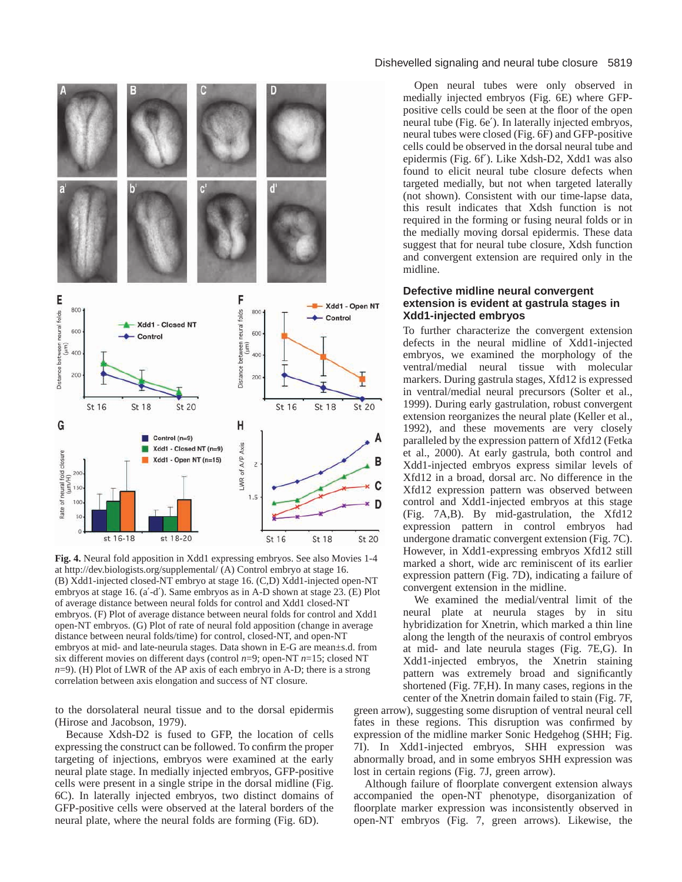**Fig. 4.** Neural fold apposition in Xdd1 expressing embryos. See also Movies 1-4 at http://dev.biologists.org/supplemental/ (A) Control embryo at stage 16. (B) Xdd1-injected closed-NT embryo at stage 16. (C,D) Xdd1-injected open-NT embryos at stage 16. (a′-d′). Same embryos as in A-D shown at stage 23. (E) Plot of average distance between neural folds for control and Xdd1 closed-NT embryos. (F) Plot of average distance between neural folds for control and Xdd1 open-NT embryos. (G) Plot of rate of neural fold apposition (change in average distance between neural folds/time) for control, closed-NT, and open-NT embryos at mid- and late-neurula stages. Data shown in E-G are mean±s.d. from six different movies on different days (control *n*=9; open-NT *n*=15; closed NT *n*=9). (H) Plot of LWR of the AP axis of each embryo in A-D; there is a strong correlation between axis elongation and success of NT closure.

to the dorsolateral neural tissue and to the dorsal epidermis (Hirose and Jacobson, 1979).

Because Xdsh-D2 is fused to GFP, the location of cells expressing the construct can be followed. To confirm the proper targeting of injections, embryos were examined at the early neural plate stage. In medially injected embryos, GFP-positive cells were present in a single stripe in the dorsal midline (Fig. 6C). In laterally injected embryos, two distinct domains of GFP-positive cells were observed at the lateral borders of the neural plate, where the neural folds are forming (Fig. 6D).

Open neural tubes were only observed in medially injected embryos (Fig. 6E) where GFP-positive cells could be seen at the floor of the open neural tube (Fig. 6e′). In laterally injected embryos, neural tubes were closed (Fig. 6F) and GFP-positive cells could be observed in the dorsal neural tube and epidermis (Fig. 6f′). Like Xdsh-D2, Xdd1 was also found to elicit neural tube closure defects when targeted laterally, but not when targeted medially (not shown). Consistent with our time-lapse data, this result indicates that Xdsh function is not required in the forming or fusing neural folds or in the medially moving dorsal epidermis. These data suggest that for neural tube closure, Xdsh function and convergent extension are required only in the midline.

## Defective midline neural convergent extension is evident at gastrula stages in Xdd1-injected embryos

To further characterize the convergent extension defects in the neural midline of Xdd1-injected embryos, we examined the morphology of the ventral/medial neural tissue with molecular markers. During gastrula stages, Xfd12 is expressed in ventral/medial neural precursors (Solter et al., 1999). During early gastrulation, robust convergent extension reorganizes the neural plate (Keller et al., 1992), and these movements are very closely paralleled by the expression pattern of Xfd12 (Fetka et al., 2000). At early gastrula, both control and Xdd1-injected embryos express similar levels of Xfd12 in a broad, dorsal arc. No difference in the Xfd12 expression pattern was observed between control and Xdd1-injected embryos at this stage (Fig. 7A,B). By mid-gastrulation, the Xfd12 expression pattern in control embryos had undergone dramatic convergent extension (Fig. 7C). However, in Xdd1-expressing embryos Xfd12 still marked a short, wide arc reminiscent of its earlier expression pattern (Fig. 7D), indicating a failure of convergent extension in the midline.

We examined the medial/ventral limit of the neural plate at neurula stages by in situ hybridization for Xnetrin, which marked a thin line along the length of the neuraxis of control embryos at mid- and late neurula stages (Fig. 7E,G). In Xdd1-injected embryos, the Xnetrin staining pattern was extremely broad and significantly shortened (Fig. 7F,H). In many cases, regions in the center of the Xnetrin domain failed to stain (Fig. 7F, green arrow), suggesting some disruption of ventral neural cell fates in these regions. This disruption was confirmed by expression of the midline marker Sonic Hedgehog (SHH; Fig. 7I). In Xdd1-injected embryos, SHH expression was abnormally broad, and in some embryos SHH expression was lost in certain regions (Fig. 7J, green arrow).

Although failure of floorplate convergent extension always accompanied the open-NT phenotype, disorganization of floorplate marker expression was inconsistently observed in open-NT embryos (Fig. 7, green arrows). Likewise, the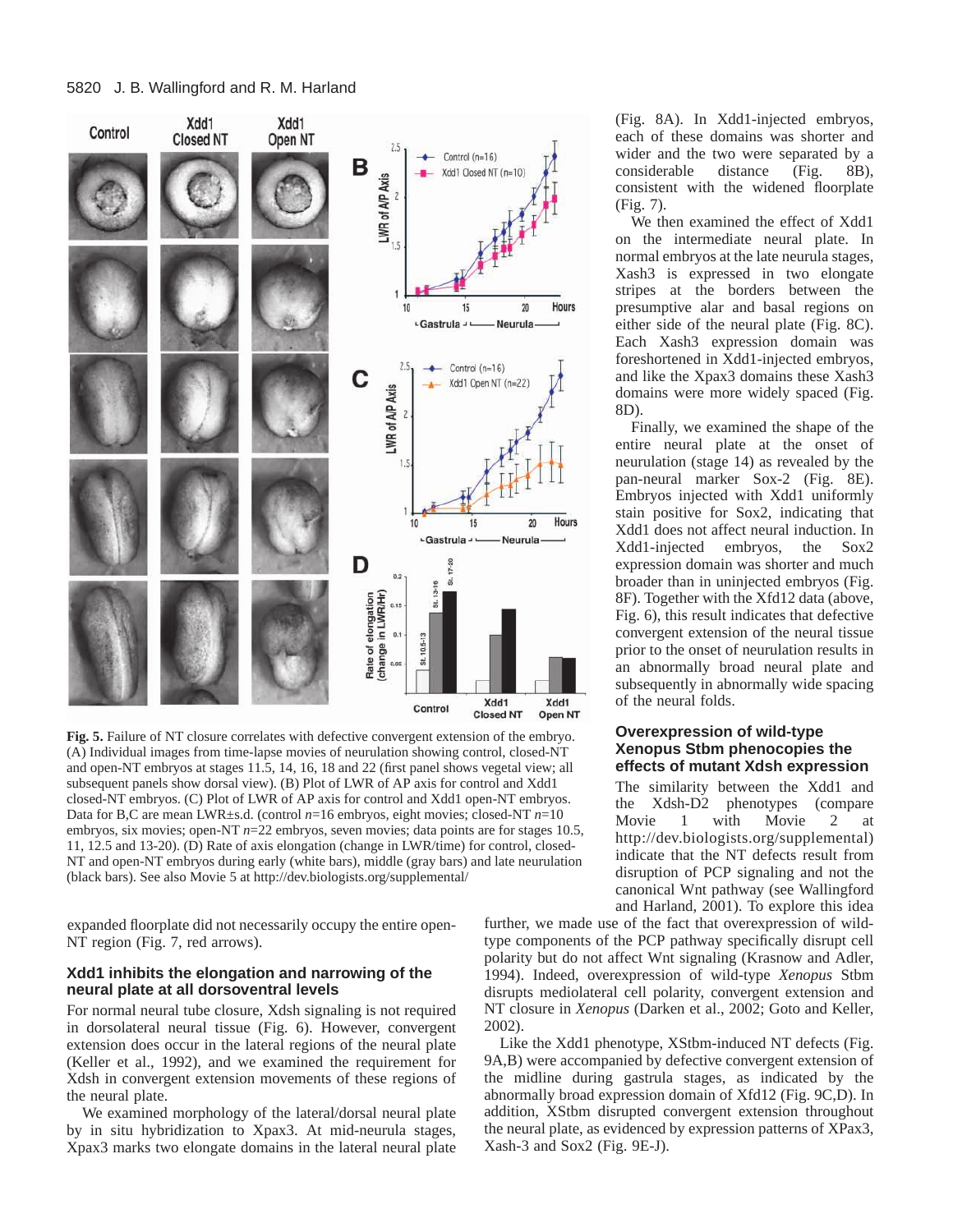(Fig. 8A). In Xdd1-injected embryos, each of these domains was shorter and wider and the two were separated by a considerable distance (Fig. 8B), consistent with the widened floorplate (Fig. 7).

We then examined the effect of Xdd1 on the intermediate neural plate. In normal embryos at the late neurula stages, Xash3 is expressed in two elongate stripes at the borders between the presumptive alar and basal regions on either side of the neural plate (Fig. 8C). Each Xash3 expression domain was foreshortened in Xdd1-injected embryos, and like the Xpax3 domains these Xash3 domains were more widely spaced (Fig. 8D).

Finally, we examined the shape of the entire neural plate at the onset of neurulation (stage 14) as revealed by the pan-neural marker Sox-2 (Fig. 8E). Embryos injected with Xdd1 uniformly stain positive for Sox2, indicating that Xdd1 does not affect neural induction. In Xdd1-injected embryos, the Sox2 expression domain was shorter and much broader than in uninjected embryos (Fig. 8F). Together with the Xfd12 data (above, Fig. 6), this result indicates that defective convergent extension of the neural tissue prior to the onset of neurulation results in an abnormally broad neural plate and subsequently in abnormally wide spacing of the neural folds.

**Fig. 5.** Failure of NT closure correlates with defective convergent extension of the embryo. (A) Individual images from time-lapse movies of neurulation showing control, closed-NT and open-NT embryos at stages 11.5, 14, 16, 18 and 22 (first panel shows vegetal view; all subsequent panels show dorsal view). (B) Plot of LWR of AP axis for control and Xdd1 closed-NT embryos. (C) Plot of LWR of AP axis for control and Xdd1 open-NT embryos. Data for B,C are mean LWR±s.d. (control $n$=16 embryos, eight movies; closed-NT $n$=10 embryos, six movies; open-NT $n$=22 embryos, seven movies; data points are for stages 10.5, 11, 12.5 and 13-20). (D) Rate of axis elongation (change in LWR/time) for control, closed-NT and open-NT embryos during early (white bars), middle (gray bars) and late neurulation (black bars). See also Movie 5 at http://dev.biologists.org/supplemental/

expanded floorplate did not necessarily occupy the entire open-NT region (Fig. 7, red arrows).

### Xdd1 inhibits the elongation and narrowing of the neural plate at all dorsoventral levels

For normal neural tube closure, Xdsh signaling is not required in dorsolateral neural tissue (Fig. 6). However, convergent extension does occur in the lateral regions of the neural plate (Keller et al., 1992), and we examined the requirement for Xdsh in convergent extension movements of these regions of the neural plate.

We examined morphology of the lateral/dorsal neural plate by in situ hybridization to Xpax3. At mid-neurula stages, Xpax3 marks two elongate domains in the lateral neural plate

### Overexpression of wild-type Xenopus Stbm phenocopies the effects of mutant Xdsh expression

The similarity between the Xdd1 and the Xdsh-D2 phenotypes (compare Movie 1 with Movie 2 at http://dev.biologists.org/supplemental) indicate that the NT defects result from disruption of PCP signaling and not the canonical Wnt pathway (see Wallingford and Harland, 2001). To explore this idea further, we made use of the fact that overexpression of wild-type components of the PCP pathway specifically disrupt cell polarity but do not affect Wnt signaling (Krasnow and Adler, 1994). Indeed, overexpression of wild-type *Xenopus* Stbm disrupts mediolateral cell polarity, convergent extension and NT closure in *Xenopus* (Darken et al., 2002; Goto and Keller, 2002).

Like the Xdd1 phenotype, XStbm-induced NT defects (Fig. 9A,B) were accompanied by defective convergent extension of the midline during gastrula stages, as indicated by the abnormally broad expression domain of Xfd12 (Fig. 9C,D). In addition, XStbm disrupted convergent extension throughout the neural plate, as evidenced by expression patterns of XPax3, Xash-3 and Sox2 (Fig. 9E-J).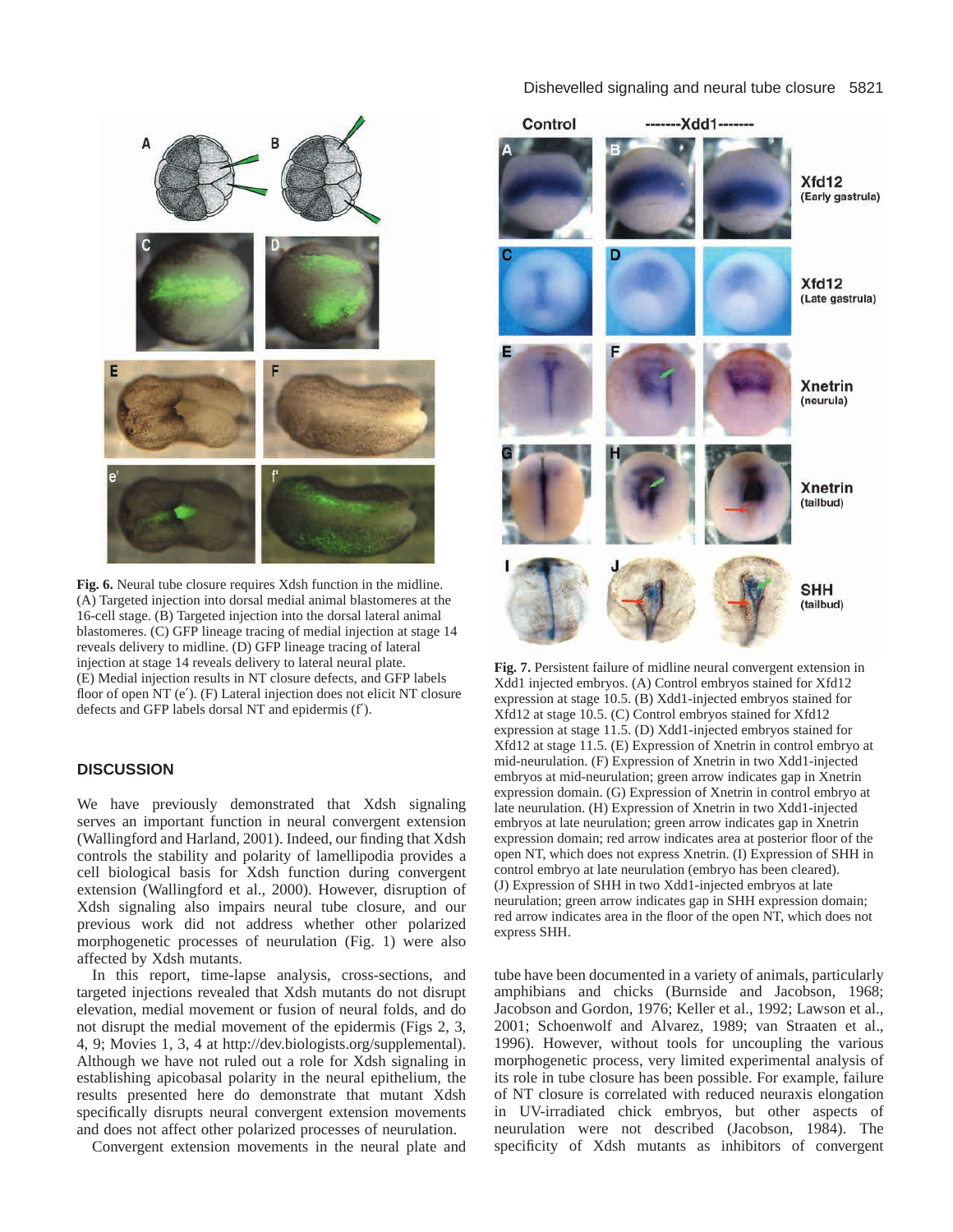**Fig. 6.** Neural tube closure requires Xdsh function in the midline. (A) Targeted injection into dorsal medial animal blastomeres at the 16-cell stage. (B) Targeted injection into the dorsal lateral animal blastomeres. (C) GFP lineage tracing of medial injection at stage 14 reveals delivery to midline. (D) GFP lineage tracing of lateral injection at stage 14 reveals delivery to lateral neural plate. (E) Medial injection results in NT closure defects, and GFP labels floor of open NT (e′). (F) Lateral injection does not elicit NT closure defects and GFP labels dorsal NT and epidermis (f′).

**Fig. 7.** Persistent failure of midline neural convergent extension in Xdd1 injected embryos. (A) Control embryos stained for Xfd12 expression at stage 10.5. (B) Xdd1-injected embryos stained for Xfd12 at stage 10.5. (C) Control embryos stained for Xfd12 expression at stage 11.5. (D) Xdd1-injected embryos stained for Xfd12 at stage 11.5. (E) Expression of Xnetrin in control embryo at mid-neurulation. (F) Expression of Xnetrin in two Xdd1-injected embryos at mid-neurulation; green arrow indicates gap in Xnetrin expression domain. (G) Expression of Xnetrin in control embryo at late neurulation. (H) Expression of Xnetrin in two Xdd1-injected embryos at late neurulation; green arrow indicates gap in Xnetrin expression domain; red arrow indicates area at posterior floor of the open NT, which does not express Xnetrin. (I) Expression of SHH in control embryo at late neurulation (embryo has been cleared). (J) Expression of SHH in two Xdd1-injected embryos at late neurulation; green arrow indicates gap in SHH expression domain; red arrow indicates area in the floor of the open NT, which does not express SHH.

## DISCUSSION

We have previously demonstrated that Xdsh signaling serves an important function in neural convergent extension (Wallingford and Harland, 2001). Indeed, our finding that Xdsh controls the stability and polarity of lamellipodia provides a cell biological basis for Xdsh function during convergent extension (Wallingford et al., 2000). However, disruption of Xdsh signaling also impairs neural tube closure, and our previous work did not address whether other polarized morphogenetic processes of neurulation (Fig. 1) were also affected by Xdsh mutants.

In this report, time-lapse analysis, cross-sections, and targeted injections revealed that Xdsh mutants do not disrupt elevation, medial movement or fusion of neural folds, and do not disrupt the medial movement of the epidermis (Figs 2, 3, 4, 9; Movies 1, 3, 4 at http://dev.biologists.org/supplemental). Although we have not ruled out a role for Xdsh signaling in establishing apicobasal polarity in the neural epithelium, the results presented here do demonstrate that mutant Xdsh specifically disrupts neural convergent extension movements and does not affect other polarized processes of neurulation.

Convergent extension movements in the neural plate and tube have been documented in a variety of animals, particularly amphibians and chicks (Burnside and Jacobson, 1968; Jacobson and Gordon, 1976; Keller et al., 1992; Lawson et al., 2001; Schoenwolf and Alvarez, 1989; van Straaten et al., 1996). However, without tools for uncoupling the various morphogenetic process, very limited experimental analysis of its role in tube closure has been possible. For example, failure of NT closure is correlated with reduced neuraxis elongation in UV-irradiated chick embryos, but other aspects of neurulation were not described (Jacobson, 1984). The specificity of Xdsh mutants as inhibitors of convergent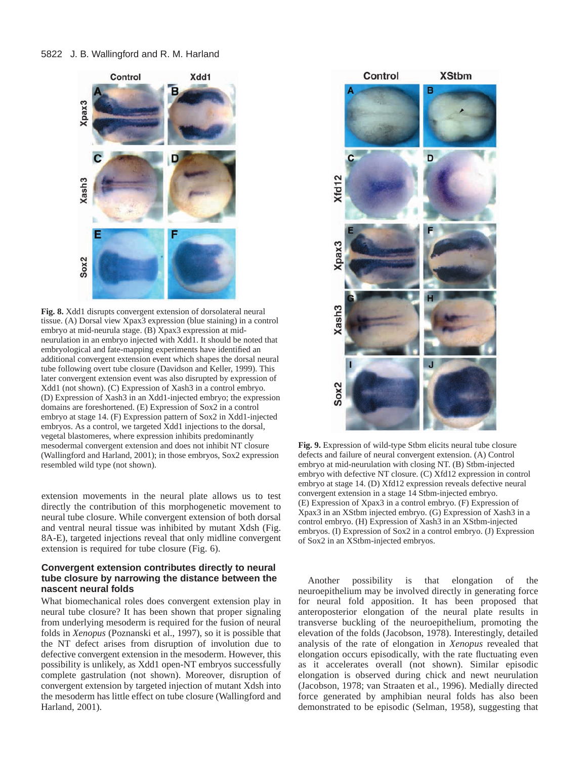**Fig. 8.** Xdd1 disrupts convergent extension of dorsolateral neural tissue. (A) Dorsal view Xpax3 expression (blue staining) in a control embryo at mid-neurula stage. (B) Xpax3 expression at mid-neurulation in an embryo injected with Xdd1. It should be noted that embryological and fate-mapping experiments have identified an additional convergent extension event which shapes the dorsal neural tube following overt tube closure (Davidson and Keller, 1999). This later convergent extension event was also disrupted by expression of Xdd1 (not shown). (C) Expression of Xash3 in a control embryo. (D) Expression of Xash3 in an Xdd1-injected embryo; the expression domains are foreshortened. (E) Expression of Sox2 in a control embryo at stage 14. (F) Expression pattern of Sox2 in Xdd1-injected embryos. As a control, we targeted Xdd1 injections to the dorsal, vegetal blastomeres, where expression inhibits predominantly mesodermal convergent extension and does not inhibit NT closure (Wallingford and Harland, 2001); in those embryos, Sox2 expression resembled wild type (not shown).

extension movements in the neural plate allows us to test directly the contribution of this morphogenetic movement to neural tube closure. While convergent extension of both dorsal and ventral neural tissue was inhibited by mutant Xdsh (Fig. 8A-E), targeted injections reveal that only midline convergent extension is required for tube closure (Fig. 6).

### Convergent extension contributes directly to neural tube closure by narrowing the distance between the nascent neural folds

What biomechanical roles does convergent extension play in neural tube closure? It has been shown that proper signaling from underlying mesoderm is required for the fusion of neural folds in *Xenopus* (Poznanski et al., 1997), so it is possible that the NT defect arises from disruption of involution due to defective convergent extension in the mesoderm. However, this possibility is unlikely, as Xdd1 open-NT embryos successfully complete gastrulation (not shown). Moreover, disruption of convergent extension by targeted injection of mutant Xdsh into the mesoderm has little effect on tube closure (Wallingford and Harland, 2001).

**Fig. 9.** Expression of wild-type Stbm elicits neural tube closure defects and failure of neural convergent extension. (A) Control embryo at mid-neurulation with closing NT. (B) Stbm-injected embryo with defective NT closure. (C) Xfd12 expression in control embryo at stage 14. (D) Xfd12 expression reveals defective neural convergent extension in a stage 14 Stbm-injected embryo. (E) Expression of Xpax3 in a control embryo. (F) Expression of Xpax3 in an XStbm injected embryo. (G) Expression of Xash3 in a control embryo. (H) Expression of Xash3 in an XStbm-injected embryos. (I) Expression of Sox2 in a control embryo. (J) Expression of Sox2 in an XStbm-injected embryos.

Another possibility is that elongation of the neuroepithelium may be involved directly in generating force for neural fold apposition. It has been proposed that anteroposterior elongation of the neural plate results in transverse buckling of the neuroepithelium, promoting the elevation of the folds (Jacobson, 1978). Interestingly, detailed analysis of the rate of elongation in *Xenopus* revealed that elongation occurs episodically, with the rate fluctuating even as it accelerates overall (not shown). Similar episodic elongation is observed during chick and newt neurulation (Jacobson, 1978; van Straaten et al., 1996). Medially directed force generated by amphibian neural folds has also been demonstrated to be episodic (Selman, 1958), suggesting that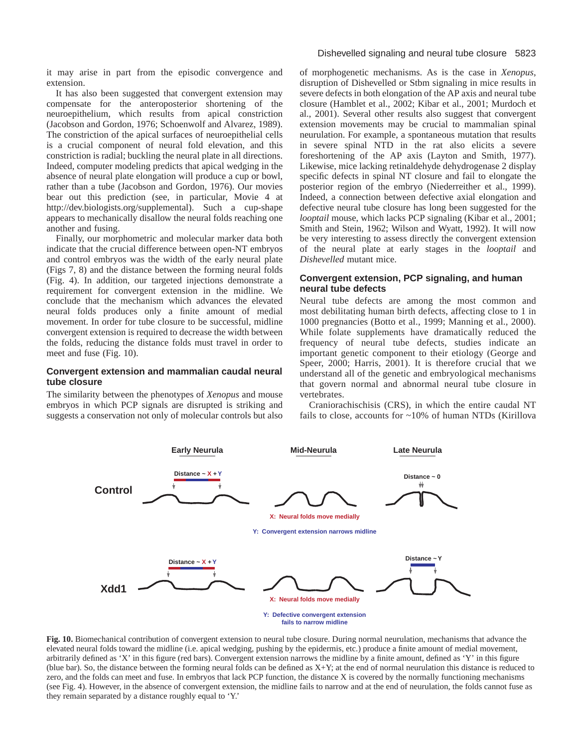it may arise in part from the episodic convergence and extension.

It has also been suggested that convergent extension may compensate for the anteroposterior shortening of the neuroepithelium, which results from apical constriction (Jacobson and Gordon, 1976; Schoenwolf and Alvarez, 1989). The constriction of the apical surfaces of neuroepithelial cells is a crucial component of neural fold elevation, and this constriction is radial; buckling the neural plate in all directions. Indeed, computer modeling predicts that apical wedging in the absence of neural plate elongation will produce a cup or bowl, rather than a tube (Jacobson and Gordon, 1976). Our movies bear out this prediction (see, in particular, Movie 4 at http://dev.biologists.org/supplemental). Such a cup-shape appears to mechanically disallow the neural folds reaching one another and fusing.

Finally, our morphometric and molecular marker data both indicate that the crucial difference between open-NT embryos and control embryos was the width of the early neural plate (Figs 7, 8) and the distance between the forming neural folds (Fig. 4). In addition, our targeted injections demonstrate a requirement for convergent extension in the midline. We conclude that the mechanism which advances the elevated neural folds produces only a finite amount of medial movement. In order for tube closure to be successful, midline convergent extension is required to decrease the width between the folds, reducing the distance folds must travel in order to meet and fuse (Fig. 10).

### Convergent extension and mammalian caudal neural tube closure

The similarity between the phenotypes of *Xenopus* and mouse embryos in which PCP signals are disrupted is striking and suggests a conservation not only of molecular controls but also of morphogenetic mechanisms. As is the case in *Xenopus*, disruption of Dishevelled or Stbm signaling in mice results in severe defects in both elongation of the AP axis and neural tube closure (Hamblet et al., 2002; Kibar et al., 2001; Murdoch et al., 2001). Several other results also suggest that convergent extension movements may be crucial to mammalian spinal neurulation. For example, a spontaneous mutation that results in severe spinal NTD in the rat also elicits a severe foreshortening of the AP axis (Layton and Smith, 1977). Likewise, mice lacking retinaldehyde dehydrogenase 2 display specific defects in spinal NT closure and fail to elongate the posterior region of the embryo (Niederreither et al., 1999). Indeed, a connection between defective axial elongation and defective neural tube closure has long been suggested for the *looptail* mouse, which lacks PCP signaling (Kibar et al., 2001; Smith and Stein, 1962; Wilson and Wyatt, 1992). It will now be very interesting to assess directly the convergent extension of the neural plate at early stages in the *looptail* and *Dishevelled* mutant mice.

### Convergent extension, PCP signaling, and human neural tube defects

Neural tube defects are among the most common and most debilitating human birth defects, affecting close to 1 in 1000 pregnancies (Botto et al., 1999; Manning et al., 2000). While folate supplements have dramatically reduced the frequency of neural tube defects, studies indicate an important genetic component to their etiology (George and Speer, 2000; Harris, 2001). It is therefore crucial that we understand all of the genetic and embryological mechanisms that govern normal and abnormal neural tube closure in vertebrates.

Craniorachischisis (CRS), in which the entire caudal NT fails to close, accounts for ~10% of human NTDs (Kirillova

**Fig. 10.** Biomechanical contribution of convergent extension to neural tube closure. During normal neurulation, mechanisms that advance the elevated neural folds toward the midline (i.e. apical wedging, pushing by the epidermis, etc.) produce a finite amount of medial movement, arbitrarily defined as 'X' in this figure (red bars). Convergent extension narrows the midline by a finite amount, defined as 'Y' in this figure (blue bar). So, the distance between the forming neural folds can be defined as X+Y; at the end of normal neurulation this distance is reduced to zero, and the folds can meet and fuse. In embryos that lack PCP function, the distance X is covered by the normally functioning mechanisms (see Fig. 4). However, in the absence of convergent extension, the midline fails to narrow and at the end of neurulation, the folds cannot fuse as they remain separated by a distance roughly equal to 'Y.'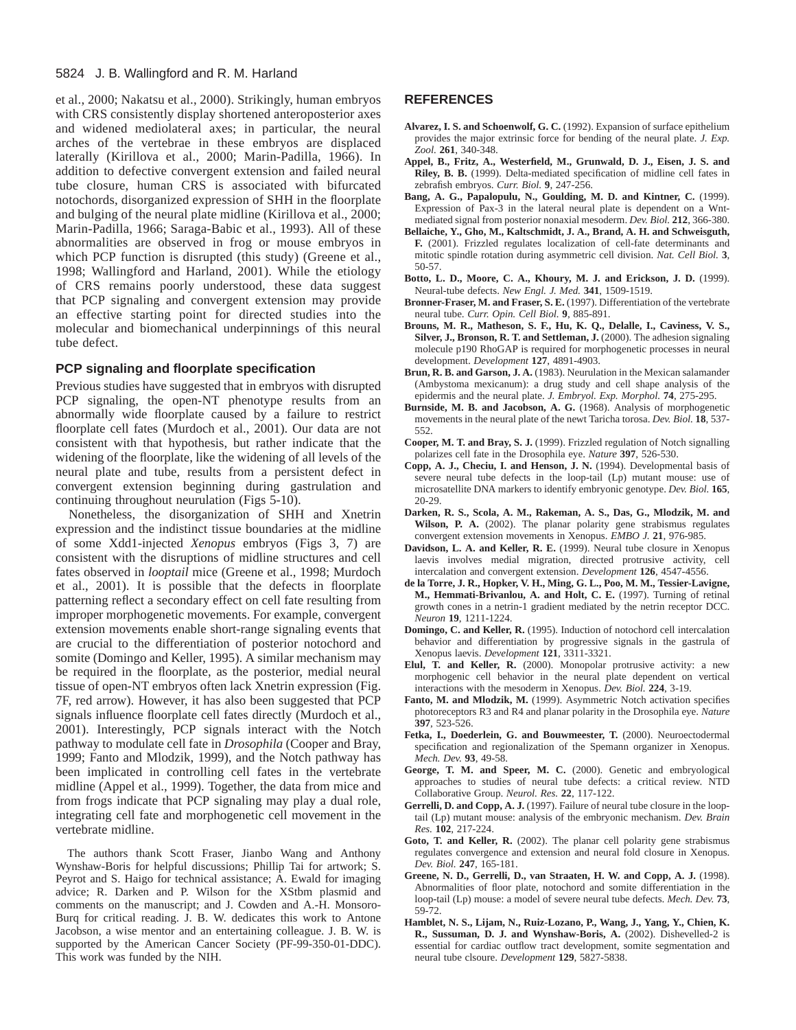et al., 2000; Nakatsu et al., 2000). Strikingly, human embryos with CRS consistently display shortened anteroposterior axes and widened mediolateral axes; in particular, the neural arches of the vertebrae in these embryos are displaced laterally (Kirillova et al., 2000; Marin-Padilla, 1966). In addition to defective convergent extension and failed neural tube closure, human CRS is associated with bifurcated notochords, disorganized expression of SHH in the floorplate and bulging of the neural plate midline (Kirillova et al., 2000; Marin-Padilla, 1966; Saraga-Babic et al., 1993). All of these abnormalities are observed in frog or mouse embryos in which PCP function is disrupted (this study) (Greene et al., 1998; Wallingford and Harland, 2001). While the etiology of CRS remains poorly understood, these data suggest that PCP signaling and convergent extension may provide an effective starting point for directed studies into the molecular and biomechanical underpinnings of this neural tube defect.

### PCP signaling and floorplate specification

Previous studies have suggested that in embryos with disrupted PCP signaling, the open-NT phenotype results from an abnormally wide floorplate caused by a failure to restrict floorplate cell fates (Murdoch et al., 2001). Our data are not consistent with that hypothesis, but rather indicate that the widening of the floorplate, like the widening of all levels of the neural plate and tube, results from a persistent defect in convergent extension beginning during gastrulation and continuing throughout neurulation (Figs 5-10).

Nonetheless, the disorganization of SHH and Xnetrin expression and the indistinct tissue boundaries at the midline of some Xdd1-injected *Xenopus* embryos (Figs 3, 7) are consistent with the disruptions of midline structures and cell fates observed in *looptail* mice (Greene et al., 1998; Murdoch et al., 2001). It is possible that the defects in floorplate patterning reflect a secondary effect on cell fate resulting from improper morphogenetic movements. For example, convergent extension movements enable short-range signaling events that are crucial to the differentiation of posterior notochord and somite (Domingo and Keller, 1995). A similar mechanism may be required in the floorplate, as the posterior, medial neural tissue of open-NT embryos often lack Xnetrin expression (Fig. 7F, red arrow). However, it has also been suggested that PCP signals influence floorplate cell fates directly (Murdoch et al., 2001). Interestingly, PCP signals interact with the Notch pathway to modulate cell fate in *Drosophila* (Cooper and Bray, 1999; Fanto and Mlodzik, 1999), and the Notch pathway has been implicated in controlling cell fates in the vertebrate midline (Appel et al., 1999). Together, the data from mice and from frogs indicate that PCP signaling may play a dual role, integrating cell fate and morphogenetic cell movement in the vertebrate midline.

The authors thank Scott Fraser, Jianbo Wang and Anthony Wynshaw-Boris for helpful discussions; Phillip Tai for artwork; S. Peyrot and S. Haigo for technical assistance; A. Ewald for imaging advice; R. Darken and P. Wilson for the XStbm plasmid and comments on the manuscript; and J. Cowden and A.-H. Monsoro-Burq for critical reading. J. B. W. dedicates this work to Antone Jacobson, a wise mentor and an entertaining colleague. J. B. W. is supported by the American Cancer Society (PF-99-350-01-DDC). This work was funded by the NIH.

## REFERENCES

**Alvarez, I. S. and Schoenwolf, G. C.** (1992). Expansion of surface epithelium provides the major extrinsic force for bending of the neural plate. *J. Exp. Zool.* **261**, 340-348.

**Appel, B., Fritz, A., Westerfield, M., Grunwald, D. J., Eisen, J. S. and Riley, B. B.** (1999). Delta-mediated specification of midline cell fates in zebrafish embryos. *Curr. Biol.* **9**, 247-256.

**Bang, A. G., Papalopulu, N., Goulding, M. D. and Kintner, C.** (1999). Expression of Pax-3 in the lateral neural plate is dependent on a Wnt-mediated signal from posterior nonaxial mesoderm. *Dev. Biol.* **212**, 366-380.

**Bellaiche, Y., Gho, M., Kaltschmidt, J. A., Brand, A. H. and Schweisguth, F.** (2001). Frizzled regulates localization of cell-fate determinants and mitotic spindle rotation during asymmetric cell division. *Nat. Cell Biol.* **3**, 50-57.

**Botto, L. D., Moore, C. A., Khoury, M. J. and Erickson, J. D.** (1999). Neural-tube defects. *New Engl. J. Med.* **341**, 1509-1519.

**Bronner-Fraser, M. and Fraser, S. E.** (1997). Differentiation of the vertebrate neural tube. *Curr. Opin. Cell Biol.* **9**, 885-891.

**Brouns, M. R., Matheson, S. F., Hu, K. Q., Delalle, I., Caviness, V. S., Silver, J., Bronson, R. T. and Settleman, J.** (2000). The adhesion signaling molecule p190 RhoGAP is required for morphogenetic processes in neural development. *Development* **127**, 4891-4903.

**Brun, R. B. and Garson, J. A.** (1983). Neurulation in the Mexican salamander (Ambystoma mexicanum): a drug study and cell shape analysis of the epidermis and the neural plate. *J. Embryol. Exp. Morphol.* **74**, 275-295.

**Burnside, M. B. and Jacobson, A. G.** (1968). Analysis of morphogenetic movements in the neural plate of the newt Taricha torosa. *Dev. Biol.* **18**, 537-552.

**Cooper, M. T. and Bray, S. J.** (1999). Frizzled regulation of Notch signalling polarizes cell fate in the Drosophila eye. *Nature* **397**, 526-530.

**Copp, A. J., Checiu, I. and Henson, J. N.** (1994). Developmental basis of severe neural tube defects in the loop-tail (Lp) mutant mouse: use of microsatellite DNA markers to identify embryonic genotype. *Dev. Biol.* **165**, 20-29.

**Darken, R. S., Scola, A. M., Rakeman, A. S., Das, G., Mlodzik, M. and Wilson, P. A.** (2002). The planar polarity gene strabismus regulates convergent extension movements in Xenopus. *EMBO J.* **21**, 976-985.

**Davidson, L. A. and Keller, R. E.** (1999). Neural tube closure in Xenopus laevis involves medial migration, directed protrusive activity, cell intercalation and convergent extension. *Development* **126**, 4547-4556.

**de la Torre, J. R., Hopker, V. H., Ming, G. L., Poo, M. M., Tessier-Lavigne, M., Hemmati-Brivanlou, A. and Holt, C. E.** (1997). Turning of retinal growth cones in a netrin-1 gradient mediated by the netrin receptor DCC. *Neuron* **19**, 1211-1224.

**Domingo, C. and Keller, R.** (1995). Induction of notochord cell intercalation behavior and differentiation by progressive signals in the gastrula of Xenopus laevis. *Development* **121**, 3311-3321.

**Elul, T. and Keller, R.** (2000). Monopolar protrusive activity: a new morphogenic cell behavior in the neural plate dependent on vertical interactions with the mesoderm in Xenopus. *Dev. Biol.* **224**, 3-19.

**Fanto, M. and Mlodzik, M.** (1999). Asymmetric Notch activation specifies photoreceptors R3 and R4 and planar polarity in the Drosophila eye. *Nature* **397**, 523-526.

**Fetka, I., Doederlein, G. and Bouwmeester, T.** (2000). Neuroectodermal specification and regionalization of the Spemann organizer in Xenopus. *Mech. Dev.* **93**, 49-58.

**George, T. M. and Speer, M. C.** (2000). Genetic and embryological approaches to studies of neural tube defects: a critical review. NTD Collaborative Group. *Neurol. Res.* **22**, 117-122.

**Gerrelli, D. and Copp, A. J.** (1997). Failure of neural tube closure in the loop-tail (Lp) mutant mouse: analysis of the embryonic mechanism. *Dev. Brain Res.* **102**, 217-224.

**Goto, T. and Keller, R.** (2002). The planar cell polarity gene strabismus regulates convergence and extension and neural fold closure in Xenopus. *Dev. Biol.* **247**, 165-181.

**Greene, N. D., Gerrelli, D., van Straaten, H. W. and Copp, A. J.** (1998). Abnormalities of floor plate, notochord and somite differentiation in the loop-tail (Lp) mouse: a model of severe neural tube defects. *Mech. Dev.* **73**, 59-72.

**Hamblet, N. S., Lijam, N., Ruiz-Lozano, P., Wang, J., Yang, Y., Chien, K. R., Sussuman, D. J. and Wynshaw-Boris, A.** (2002). Dishevelled-2 is essential for cardiac outflow tract development, somite segmentation and neural tube clsoure. *Development* **129**, 5827-5838.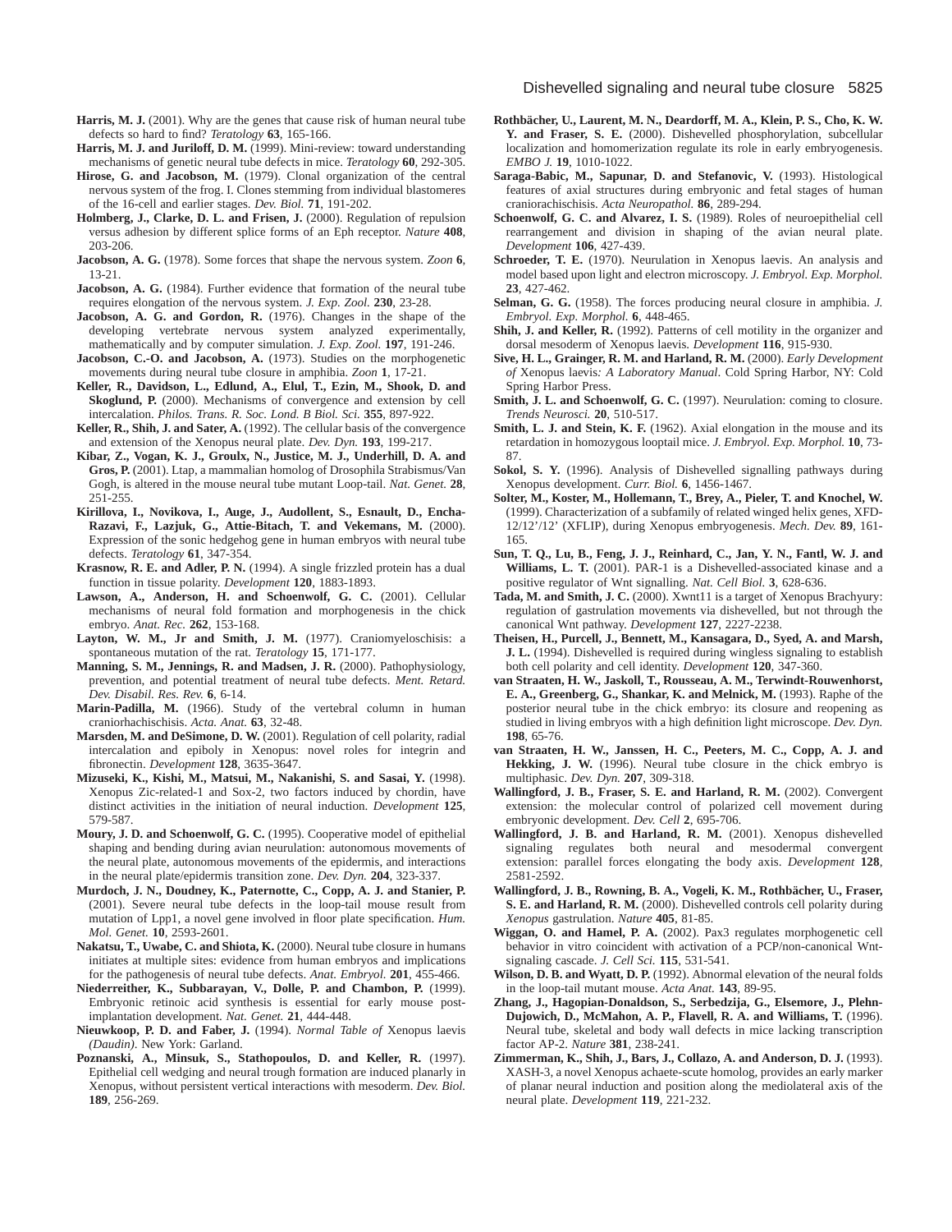**Harris, M. J.** (2001). Why are the genes that cause risk of human neural tube defects so hard to find? *Teratology* **63**, 165-166.

**Harris, M. J. and Juriloff, D. M.** (1999). Mini-review: toward understanding mechanisms of genetic neural tube defects in mice. *Teratology* **60**, 292-305.

**Hirose, G. and Jacobson, M.** (1979). Clonal organization of the central nervous system of the frog. I. Clones stemming from individual blastomeres of the 16-cell and earlier stages. *Dev. Biol.* **71**, 191-202.

**Holmberg, J., Clarke, D. L. and Frisen, J.** (2000). Regulation of repulsion versus adhesion by different splice forms of an Eph receptor. *Nature* **408**, 203-206.

**Jacobson, A. G.** (1978). Some forces that shape the nervous system. *Zoon* **6**, 13-21.

**Jacobson, A. G.** (1984). Further evidence that formation of the neural tube requires elongation of the nervous system. *J. Exp. Zool.* **230**, 23-28.

**Jacobson, A. G. and Gordon, R.** (1976). Changes in the shape of the developing vertebrate nervous system analyzed experimentally, mathematically and by computer simulation. *J. Exp. Zool.* **197**, 191-246.

**Jacobson, C.-O. and Jacobson, A.** (1973). Studies on the morphogenetic movements during neural tube closure in amphibia. *Zoon* **1**, 17-21.

**Keller, R., Davidson, L., Edlund, A., Elul, T., Ezin, M., Shook, D. and Skoglund, P.** (2000). Mechanisms of convergence and extension by cell intercalation. *Philos. Trans. R. Soc. Lond. B Biol. Sci.* **355**, 897-922.

**Keller, R., Shih, J. and Sater, A.** (1992). The cellular basis of the convergence and extension of the Xenopus neural plate. *Dev. Dyn.* **193**, 199-217.

**Kibar, Z., Vogan, K. J., Groulx, N., Justice, M. J., Underhill, D. A. and Gros, P.** (2001). Ltap, a mammalian homolog of Drosophila Strabismus/Van Gogh, is altered in the mouse neural tube mutant Loop-tail. *Nat. Genet.* **28**, 251-255.

**Kirillova, I., Novikova, I., Auge, J., Audollent, S., Esnault, D., Encha-Razavi, F., Lazjuk, G., Attie-Bitach, T. and Vekemans, M.** (2000). Expression of the sonic hedgehog gene in human embryos with neural tube defects. *Teratology* **61**, 347-354.

**Krasnow, R. E. and Adler, P. N.** (1994). A single frizzled protein has a dual function in tissue polarity. *Development* **120**, 1883-1893.

**Lawson, A., Anderson, H. and Schoenwolf, G. C.** (2001). Cellular mechanisms of neural fold formation and morphogenesis in the chick embryo. *Anat. Rec.* **262**, 153-168.

**Layton, W. M., Jr and Smith, J. M.** (1977). Craniomyeloschisis: a spontaneous mutation of the rat. *Teratology* **15**, 171-177.

**Manning, S. M., Jennings, R. and Madsen, J. R.** (2000). Pathophysiology, prevention, and potential treatment of neural tube defects. *Ment. Retard. Dev. Disabil. Res. Rev.* **6**, 6-14.

**Marin-Padilla, M.** (1966). Study of the vertebral column in human craniorhachischisis. *Acta. Anat.* **63**, 32-48.

**Marsden, M. and DeSimone, D. W.** (2001). Regulation of cell polarity, radial intercalation and epiboly in Xenopus: novel roles for integrin and fibronectin. *Development* **128**, 3635-3647.

**Mizuseki, K., Kishi, M., Matsui, M., Nakanishi, S. and Sasai, Y.** (1998). Xenopus Zic-related-1 and Sox-2, two factors induced by chordin, have distinct activities in the initiation of neural induction. *Development* **125**, 579-587.

**Moury, J. D. and Schoenwolf, G. C.** (1995). Cooperative model of epithelial shaping and bending during avian neurulation: autonomous movements of the neural plate, autonomous movements of the epidermis, and interactions in the neural plate/epidermis transition zone. *Dev. Dyn.* **204**, 323-337.

**Murdoch, J. N., Doudney, K., Paternotte, C., Copp, A. J. and Stanier, P.** (2001). Severe neural tube defects in the loop-tail mouse result from mutation of Lpp1, a novel gene involved in floor plate specification. *Hum. Mol. Genet.* **10**, 2593-2601.

**Nakatsu, T., Uwabe, C. and Shiota, K.** (2000). Neural tube closure in humans initiates at multiple sites: evidence from human embryos and implications for the pathogenesis of neural tube defects. *Anat. Embryol.* **201**, 455-466.

**Niederreither, K., Subbarayan, V., Dolle, P. and Chambon, P.** (1999). Embryonic retinoic acid synthesis is essential for early mouse post-implantation development. *Nat. Genet.* **21**, 444-448.

**Nieuwkoop, P. D. and Faber, J.** (1994). *Normal Table of* Xenopus laevis *(Daudin)*. New York: Garland.

**Poznanski, A., Minsuk, S., Stathopoulos, D. and Keller, R.** (1997). Epithelial cell wedging and neural trough formation are induced planarly in Xenopus, without persistent vertical interactions with mesoderm. *Dev. Biol.* **189**, 256-269.

**Rothbächer, U., Laurent, M. N., Deardorff, M. A., Klein, P. S., Cho, K. W. Y. and Fraser, S. E.** (2000). Dishevelled phosphorylation, subcellular localization and homomerization regulate its role in early embryogenesis. *EMBO J.* **19**, 1010-1022.

**Saraga-Babic, M., Sapunar, D. and Stefanovic, V.** (1993). Histological features of axial structures during embryonic and fetal stages of human craniorachischisis. *Acta Neuropathol.* **86**, 289-294.

**Schoenwolf, G. C. and Alvarez, I. S.** (1989). Roles of neuroepithelial cell rearrangement and division in shaping of the avian neural plate. *Development* **106**, 427-439.

**Schroeder, T. E.** (1970). Neurulation in Xenopus laevis. An analysis and model based upon light and electron microscopy. *J. Embryol. Exp. Morphol.* **23**, 427-462.

**Selman, G. G.** (1958). The forces producing neural closure in amphibia. *J. Embryol. Exp. Morphol.* **6**, 448-465.

**Shih, J. and Keller, R.** (1992). Patterns of cell motility in the organizer and dorsal mesoderm of Xenopus laevis. *Development* **116**, 915-930.

**Sive, H. L., Grainger, R. M. and Harland, R. M.** (2000). *Early Development of* Xenopus laevis*: A Laboratory Manual*. Cold Spring Harbor, NY: Cold Spring Harbor Press.

**Smith, J. L. and Schoenwolf, G. C.** (1997). Neurulation: coming to closure. *Trends Neurosci.* **20**, 510-517.

**Smith, L. J. and Stein, K. F.** (1962). Axial elongation in the mouse and its retardation in homozygous looptail mice. *J. Embryol. Exp. Morphol.* **10**, 73-87.

**Sokol, S. Y.** (1996). Analysis of Dishevelled signalling pathways during Xenopus development. *Curr. Biol.* **6**, 1456-1467.

**Solter, M., Koster, M., Hollemann, T., Brey, A., Pieler, T. and Knochel, W.** (1999). Characterization of a subfamily of related winged helix genes, XFD-12/12'/12'' (XFLIP), during Xenopus embryogenesis. *Mech. Dev.* **89**, 161-165.

**Sun, T. Q., Lu, B., Feng, J. J., Reinhard, C., Jan, Y. N., Fantl, W. J. and Williams, L. T.** (2001). PAR-1 is a Dishevelled-associated kinase and a positive regulator of Wnt signalling. *Nat. Cell Biol.* **3**, 628-636.

**Tada, M. and Smith, J. C.** (2000). Xwnt11 is a target of Xenopus Brachyury: regulation of gastrulation movements via dishevelled, but not through the canonical Wnt pathway. *Development* **127**, 2227-2238.

**Theisen, H., Purcell, J., Bennett, M., Kansagara, D., Syed, A. and Marsh, J. L.** (1994). Dishevelled is required during wingless signaling to establish both cell polarity and cell identity. *Development* **120**, 347-360.

**van Straaten, H. W., Jaskoll, T., Rousseau, A. M., Terwindt-Rouwenhorst, E. A., Greenberg, G., Shankar, K. and Melnick, M.** (1993). Raphe of the posterior neural tube in the chick embryo: its closure and reopening as studied in living embryos with a high definition light microscope. *Dev. Dyn.* **198**, 65-76.

**van Straaten, H. W., Janssen, H. C., Peeters, M. C., Copp, A. J. and Hekking, J. W.** (1996). Neural tube closure in the chick embryo is multiphasic. *Dev. Dyn.* **207**, 309-318.

**Wallingford, J. B., Fraser, S. E. and Harland, R. M.** (2002). Convergent extension: the molecular control of polarized cell movement during embryonic development. *Dev. Cell* **2**, 695-706.

**Wallingford, J. B. and Harland, R. M.** (2001). Xenopus dishevelled signaling regulates both neural and mesodermal convergent extension: parallel forces elongating the body axis. *Development* **128**, 2581-2592.

**Wallingford, J. B., Rowning, B. A., Vogeli, K. M., Rothbächer, U., Fraser, S. E. and Harland, R. M.** (2000). Dishevelled controls cell polarity during *Xenopus* gastrulation. *Nature* **405**, 81-85.

**Wiggan, O. and Hamel, P. A.** (2002). Pax3 regulates morphogenetic cell behavior in vitro coincident with activation of a PCP/non-canonical Wnt-signaling cascade. *J. Cell Sci.* **115**, 531-541.

**Wilson, D. B. and Wyatt, D. P.** (1992). Abnormal elevation of the neural folds in the loop-tail mutant mouse. *Acta Anat.* **143**, 89-95.

**Zhang, J., Hagopian-Donaldson, S., Serbedzija, G., Elsemore, J., Plehn-Dujowich, D., McMahon, A. P., Flavell, R. A. and Williams, T.** (1996). Neural tube, skeletal and body wall defects in mice lacking transcription factor AP-2. *Nature* **381**, 238-241.

**Zimmerman, K., Shih, J., Bars, J., Collazo, A. and Anderson, D. J.** (1993). XASH-3, a novel Xenopus achaete-scute homolog, provides an early marker of planar neural induction and position along the mediolateral axis of the neural plate. *Development* **119**, 221-232.